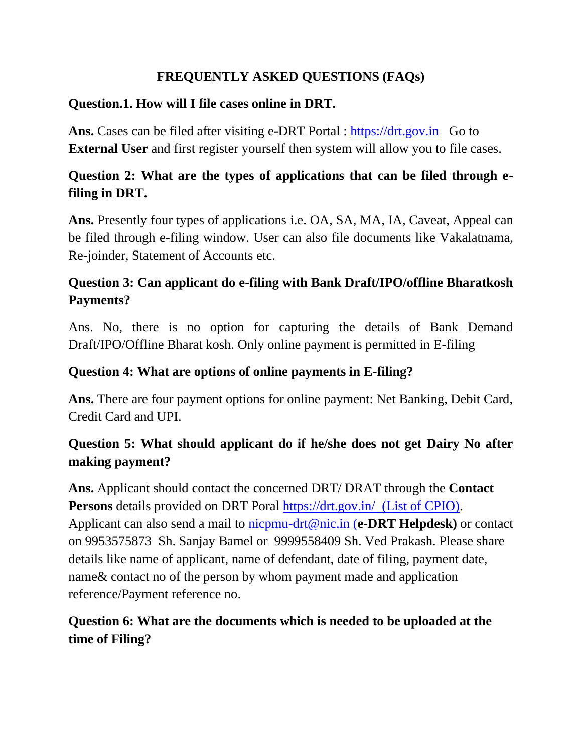# FREQUENTLY ASKED QUESTIONS (FAQs)

**Question.1. How will I file cases online in DRT.**

**Ans.** Cases can be filed after visiting e-DRT Portal : https://drt.gov.in Go to **External User** and first register yourself then system will allow you to file cases.

**Question 2: What are the types of applications that can be filed through e-filing in DRT.**

**Ans.** Presently four types of applications i.e. OA, SA, MA, IA, Caveat, Appeal can be filed through e-filing window. User can also file documents like Vakalatnama, Re-joinder, Statement of Accounts etc.

**Question 3: Can applicant do e-filing with Bank Draft/IPO/offline Bharatkosh Payments?**

Ans. No, there is no option for capturing the details of Bank Demand Draft/IPO/Offline Bharat kosh. Only online payment is permitted in E-filing

**Question 4: What are options of online payments in E-filing?**

**Ans.** There are four payment options for online payment: Net Banking, Debit Card, Credit Card and UPI.

**Question 5: What should applicant do if he/she does not get Dairy No after making payment?**

**Ans.** Applicant should contact the concerned DRT/ DRAT through the **Contact Persons** details provided on DRT Poral https://drt.gov.in/ (List of CPIO). Applicant can also send a mail to nicpmu-drt@nic.in (**e-DRT Helpdesk)** or contact on 9953575873 Sh. Sanjay Bamel or 9999558409 Sh. Ved Prakash. Please share details like name of applicant, name of defendant, date of filing, payment date, name& contact no of the person by whom payment made and application reference/Payment reference no.

**Question 6: What are the documents which is needed to be uploaded at the time of Filing?**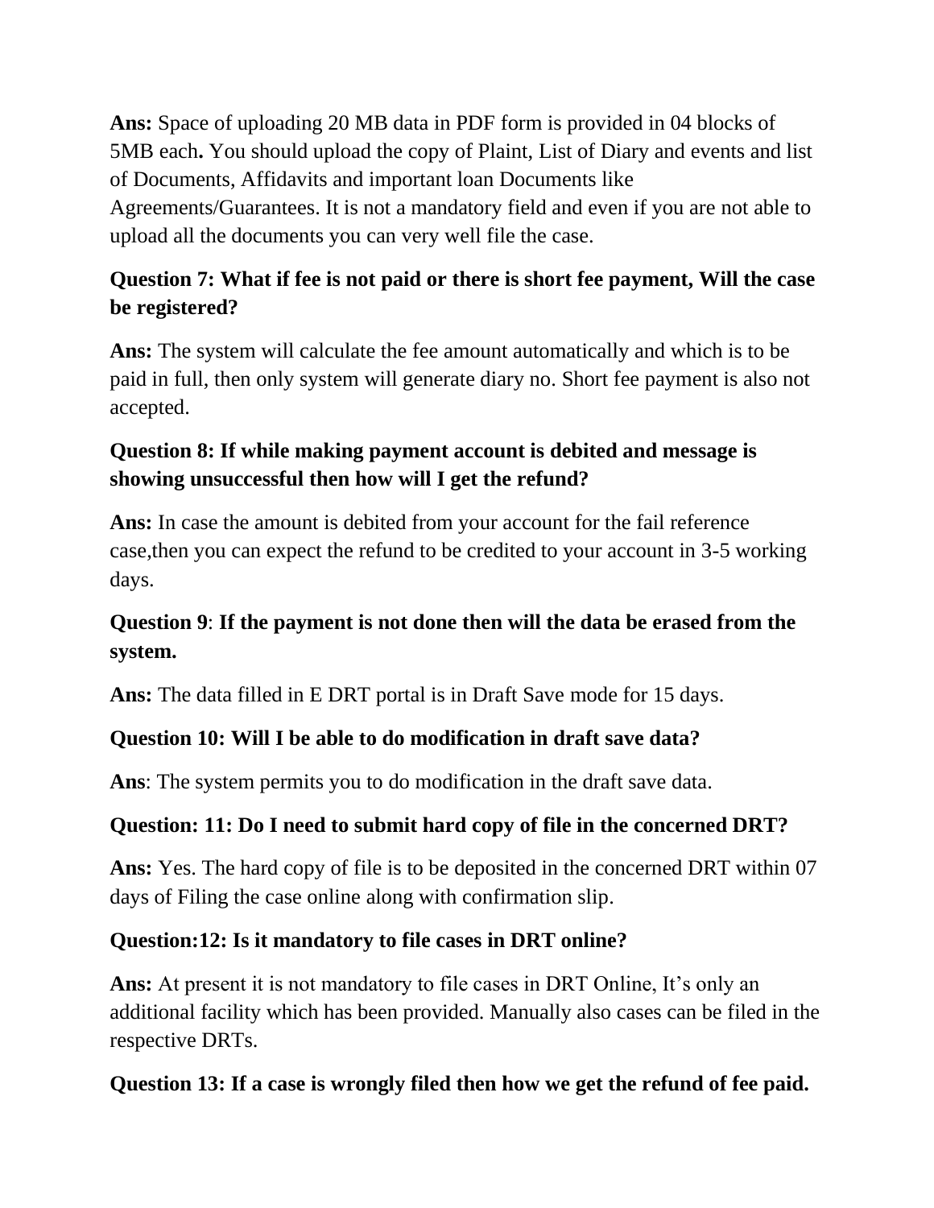**Ans:** Space of uploading 20 MB data in PDF form is provided in 04 blocks of 5MB each**.** You should upload the copy of Plaint, List of Diary and events and list of Documents, Affidavits and important loan Documents like Agreements/Guarantees. It is not a mandatory field and even if you are not able to upload all the documents you can very well file the case.

**Question 7: What if fee is not paid or there is short fee payment, Will the case be registered?**

**Ans:** The system will calculate the fee amount automatically and which is to be paid in full, then only system will generate diary no. Short fee payment is also not accepted.

**Question 8: If while making payment account is debited and message is showing unsuccessful then how will I get the refund?**

**Ans:** In case the amount is debited from your account for the fail reference case,then you can expect the refund to be credited to your account in 3-5 working days.

**Question 9**: **If the payment is not done then will the data be erased from the system.**

**Ans:** The data filled in E DRT portal is in Draft Save mode for 15 days.

**Question 10: Will I be able to do modification in draft save data?**

**Ans**: The system permits you to do modification in the draft save data.

**Question: 11: Do I need to submit hard copy of file in the concerned DRT?**

**Ans:** Yes. The hard copy of file is to be deposited in the concerned DRT within 07 days of Filing the case online along with confirmation slip.

**Question:12: Is it mandatory to file cases in DRT online?**

**Ans:** At present it is not mandatory to file cases in DRT Online, It's only an additional facility which has been provided. Manually also cases can be filed in the respective DRTs.

**Question 13: If a case is wrongly filed then how we get the refund of fee paid.**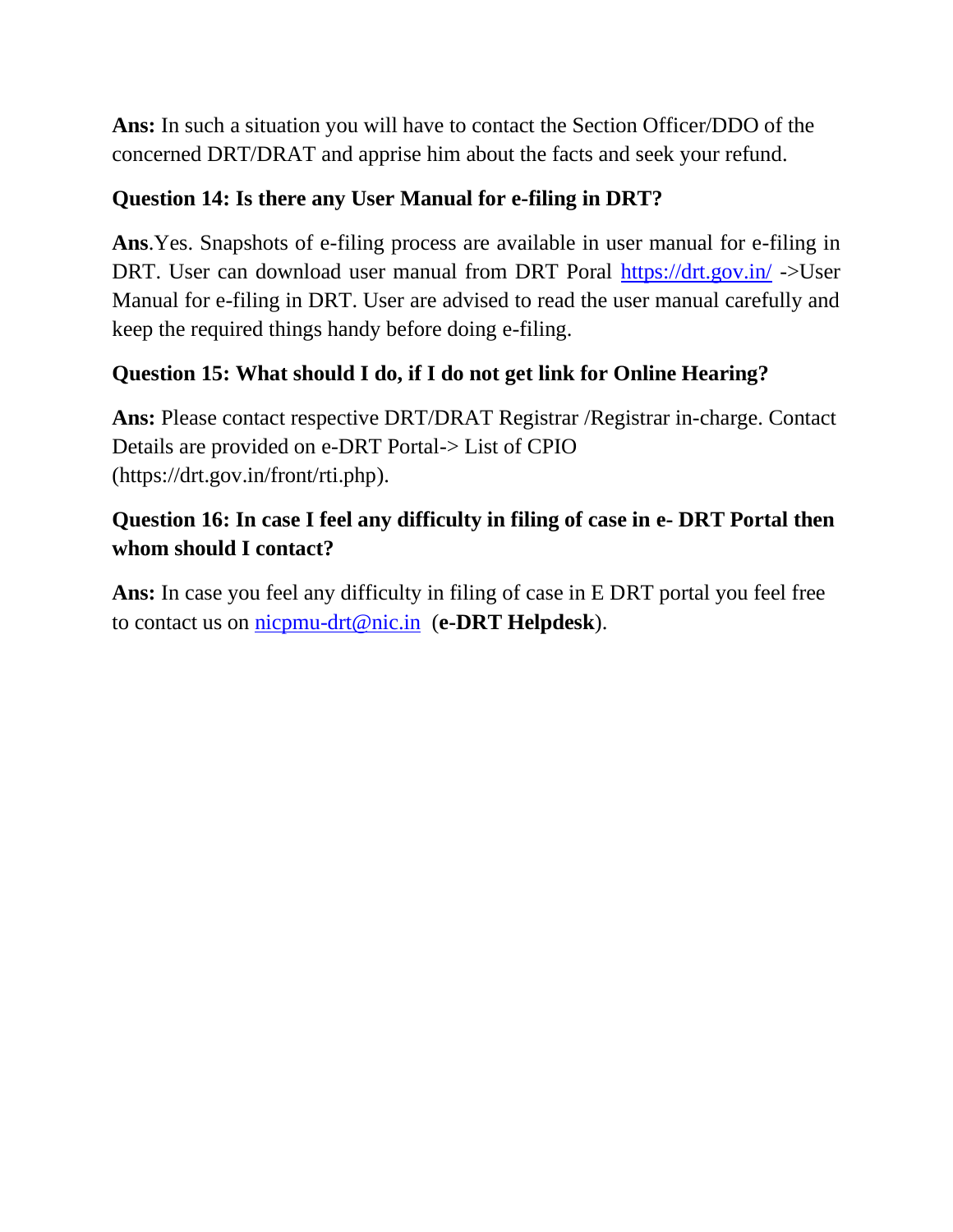**Ans:** In such a situation you will have to contact the Section Officer/DDO of the concerned DRT/DRAT and apprise him about the facts and seek your refund.

**Question 14: Is there any User Manual for e-filing in DRT?**

**Ans**.Yes. Snapshots of e-filing process are available in user manual for e-filing in DRT. User can download user manual from DRT Poral https://drt.gov.in/ ->User Manual for e-filing in DRT. User are advised to read the user manual carefully and keep the required things handy before doing e-filing.

**Question 15: What should I do, if I do not get link for Online Hearing?**

**Ans:** Please contact respective DRT/DRAT Registrar /Registrar in-charge. Contact Details are provided on e-DRT Portal-> List of CPIO (https://drt.gov.in/front/rti.php).

**Question 16: In case I feel any difficulty in filing of case in e- DRT Portal then whom should I contact?**

**Ans:** In case you feel any difficulty in filing of case in E DRT portal you feel free to contact us on nicpmu-drt@nic.in (**e-DRT Helpdesk**).